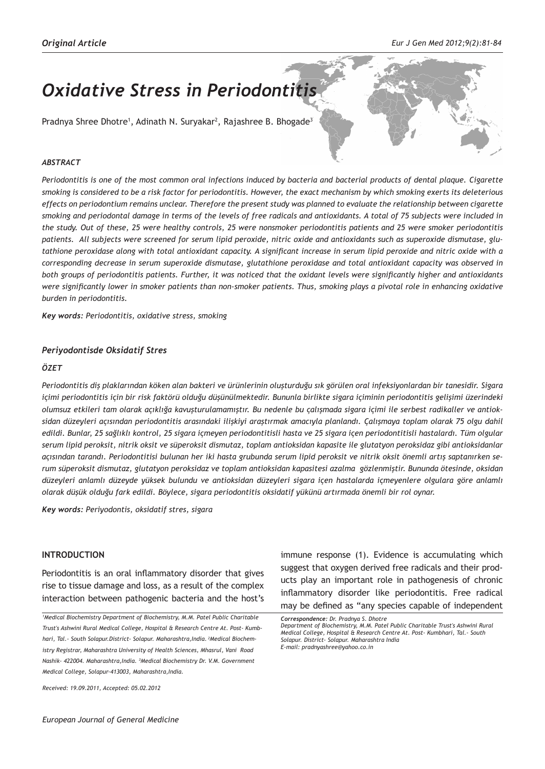*Original Article*

# *Oxidative Stress in Periodontitis*

Pradnya Shree Dhotre[1], Adinath N. Suryakar[2], Rajashree B. Bhogade[3]

### *ABSTRACT*

*Periodontitis is one of the most common oral infections induced by bacteria and bacterial products of dental plaque. Cigarette smoking is considered to be a risk factor for periodontitis. However, the exact mechanism by which smoking exerts its deleterious effects on periodontium remains unclear. Therefore the present study was planned to evaluate the relationship between cigarette smoking and periodontal damage in terms of the levels of free radicals and antioxidants. A total of 75 subjects were included in the study. Out of these, 25 were healthy controls, 25 were nonsmoker periodontitis patients and 25 were smoker periodontitis patients. All subjects were screened for serum lipid peroxide, nitric oxide and antioxidants such as superoxide dismutase, glutathione peroxidase along with total antioxidant capacity. A significant increase in serum lipid peroxide and nitric oxide with a corresponding decrease in serum superoxide dismutase, glutathione peroxidase and total antioxidant capacity was observed in both groups of periodontitis patients. Further, it was noticed that the oxidant levels were significantly higher and antioxidants were significantly lower in smoker patients than non-smoker patients. Thus, smoking plays a pivotal role in enhancing oxidative burden in periodontitis.*

***Key words:*** *Periodontitis, oxidative stress, smoking*

### *Periyodontisde Oksidatif Stres*

### *ÖZET*

*Periodontitis diş plaklarından köken alan bakteri ve ürünlerinin oluşturduğu sık görülen oral infeksiyonlardan bir tanesidir. Sigara içimi periodontitis için bir risk faktörü olduğu düşünülmektedir. Bununla birlikte sigara içiminin periodontitis gelişimi üzerindeki olumsuz etkileri tam olarak açıklığa kavuşturulamamıştır. Bu nedenle bu çalışmada sigara içimi ile serbest radikaller ve antioksidan düzeyleri açısından periodontitis arasındaki ilişkiyi araştırmak amacıyla planlandı. Çalışmaya toplam olarak 75 olgu dahil edildi. Bunlar, 25 sağlıklı kontrol, 25 sigara içmeyen periodontitisli hasta ve 25 sigara içen periodontitisli hastalardı. Tüm olgular serum lipid peroksit, nitrik oksit ve süperoksit dismutaz, toplam antioksidan kapasite ile glutatyon peroksidaz gibi antioksidanlar açısından tarandı. Periodontitisi bulunan her iki hasta grubunda serum lipid peroksit ve nitrik oksit önemli artış saptanırken serum süperoksit dismutaz, glutatyon peroksidaz ve toplam antioksidan kapasitesi azalma gözlenmiştir. Bununda ötesinde, oksidan düzeyleri anlamlı düzeyde yüksek bulundu ve antioksidan düzeyleri sigara içen hastalarda içmeyenlere olgulara göre anlamlı olarak düşük olduğu fark edildi. Böylece, sigara periodontitis oksidatif yükünü artırmada önemli bir rol oynar.*

***Key words:*** *Periyodontis, oksidatif stres, sigara*

## INTRODUCTION

Periodontitis is an oral inflammatory disorder that gives rise to tissue damage and loss, as a result of the complex interaction between pathogenic bacteria and the host's immune response (1). Evidence is accumulating which suggest that oxygen derived free radicals and their products play an important role in pathogenesis of chronic inflammatory disorder like periodontitis. Free radical may be defined as "any species capable of independent

*[1]Medical Biochemistry Department of Biochemistry, M.M. Patel Public Charitable Trust's Ashwini Rural Medical College, Hospital & Research Centre At. Post- Kumbhari, Tal.- South Solapur.District- Solapur. Maharashtra,India. [2]Medical Biochemistry Registrar, Maharashtra University of Health Sciences, Mhasrul, Vani Road Nashik- 422004. Maharashtra,India. [3]Medical Biochemistry Dr. V.M. Government Medical College, Solapur-413003, Maharashtra,India.*

*Received: 19.09.2011, Accepted: 05.02.2012*

***Correspondence:*** *Dr. Pradnya S. Dhotre*
*Department of Biochemistry, M.M. Patel Public Charitable Trust's Ashwini Rural Medical College, Hospital & Research Centre At. Post- Kumbhari, Tal.- South Solapur. District- Solapur. Maharashtra India*
*E-mail: pradnyashree@yahoo.co.in*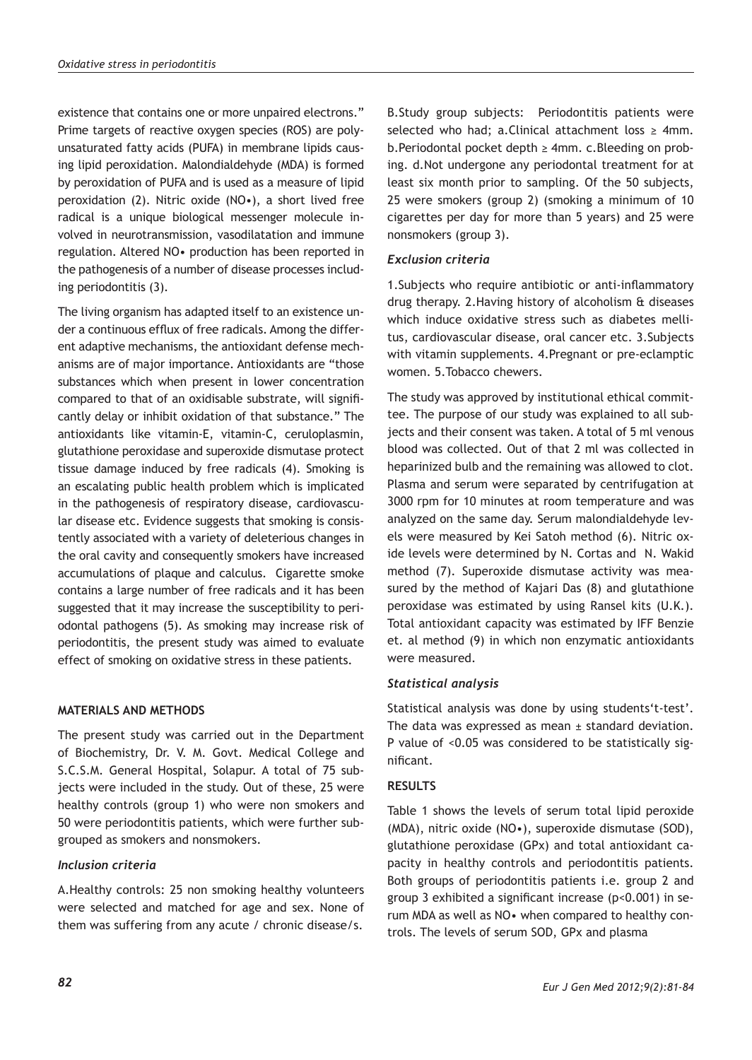existence that contains one or more unpaired electrons." Prime targets of reactive oxygen species (ROS) are polyunsaturated fatty acids (PUFA) in membrane lipids causing lipid peroxidation. Malondialdehyde (MDA) is formed by peroxidation of PUFA and is used as a measure of lipid peroxidation (2). Nitric oxide (NO•), a short lived free radical is a unique biological messenger molecule involved in neurotransmission, vasodilatation and immune regulation. Altered NO• production has been reported in the pathogenesis of a number of disease processes including periodontitis (3).

The living organism has adapted itself to an existence under a continuous efflux of free radicals. Among the different adaptive mechanisms, the antioxidant defense mechanisms are of major importance. Antioxidants are "those substances which when present in lower concentration compared to that of an oxidisable substrate, will significantly delay or inhibit oxidation of that substance." The antioxidants like vitamin-E, vitamin-C, ceruloplasmin, glutathione peroxidase and superoxide dismutase protect tissue damage induced by free radicals (4). Smoking is an escalating public health problem which is implicated in the pathogenesis of respiratory disease, cardiovascular disease etc. Evidence suggests that smoking is consistently associated with a variety of deleterious changes in the oral cavity and consequently smokers have increased accumulations of plaque and calculus. Cigarette smoke contains a large number of free radicals and it has been suggested that it may increase the susceptibility to periodontal pathogens (5). As smoking may increase risk of periodontitis, the present study was aimed to evaluate effect of smoking on oxidative stress in these patients.

## MATERIALS AND METHODS

The present study was carried out in the Department of Biochemistry, Dr. V. M. Govt. Medical College and S.C.S.M. General Hospital, Solapur. A total of 75 subjects were included in the study. Out of these, 25 were healthy controls (group 1) who were non smokers and 50 were periodontitis patients, which were further subgrouped as smokers and nonsmokers.

### *Inclusion criteria*

A.Healthy controls: 25 non smoking healthy volunteers were selected and matched for age and sex. None of them was suffering from any acute / chronic disease/s.

B.Study group subjects: Periodontitis patients were selected who had; a.Clinical attachment loss ≥ 4mm. b.Periodontal pocket depth ≥ 4mm. c.Bleeding on probing. d.Not undergone any periodontal treatment for at least six month prior to sampling. Of the 50 subjects, 25 were smokers (group 2) (smoking a minimum of 10 cigarettes per day for more than 5 years) and 25 were nonsmokers (group 3).

### *Exclusion criteria*

1.Subjects who require antibiotic or anti-inflammatory drug therapy. 2.Having history of alcoholism & diseases which induce oxidative stress such as diabetes mellitus, cardiovascular disease, oral cancer etc. 3.Subjects with vitamin supplements. 4.Pregnant or pre-eclamptic women. 5.Tobacco chewers.

The study was approved by institutional ethical committee. The purpose of our study was explained to all subjects and their consent was taken. A total of 5 ml venous blood was collected. Out of that 2 ml was collected in heparinized bulb and the remaining was allowed to clot. Plasma and serum were separated by centrifugation at 3000 rpm for 10 minutes at room temperature and was analyzed on the same day. Serum malondialdehyde levels were measured by Kei Satoh method (6). Nitric oxide levels were determined by N. Cortas and N. Wakid method (7). Superoxide dismutase activity was measured by the method of Kajari Das (8) and glutathione peroxidase was estimated by using Ransel kits (U.K.). Total antioxidant capacity was estimated by IFF Benzie et. al method (9) in which non enzymatic antioxidants were measured.

### *Statistical analysis*

Statistical analysis was done by using students't-test'. The data was expressed as mean ± standard deviation. P value of <0.05 was considered to be statistically significant.

## RESULTS

Table 1 shows the levels of serum total lipid peroxide (MDA), nitric oxide (NO•), superoxide dismutase (SOD), glutathione peroxidase (GPx) and total antioxidant capacity in healthy controls and periodontitis patients. Both groups of periodontitis patients i.e. group 2 and group 3 exhibited a significant increase ($p<0.001$) in serum MDA as well as NO• when compared to healthy controls. The levels of serum SOD, GPx and plasma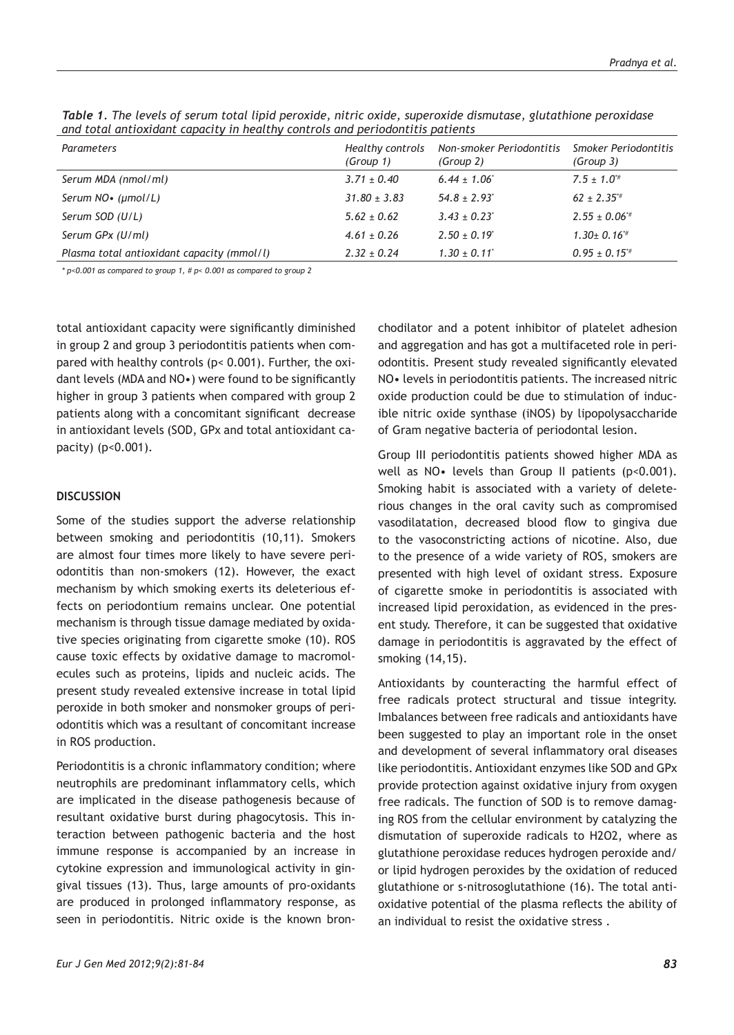*Table 1. The levels of serum total lipid peroxide, nitric oxide, superoxide dismutase, glutathione peroxidase and total antioxidant capacity in healthy controls and periodontitis patients*

| Parameters | Healthy controls (Group 1) | Non-smoker Periodontitis (Group 2) | Smoker Periodontitis (Group 3) |
|---|---|---|---|
| Serum MDA (nmol/ml) | 3.71 ± 0.40 | 6.44 ± 1.06* | 7.5 ± 1.0*# |
| Serum NO• (μmol/L) | 31.80 ± 3.83 | 54.8 ± 2.93* | 62 ± 2.35*# |
| Serum SOD (U/L) | 5.62 ± 0.62 | 3.43 ± 0.23* | 2.55 ± 0.06*# |
| Serum GPx (U/ml) | 4.61 ± 0.26 | 2.50 ± 0.19* | 1.30± 0.16*# |
| Plasma total antioxidant capacity (mmol/l) | 2.32 ± 0.24 | 1.30 ± 0.11* | 0.95 ± 0.15*# |

* $p<0.001$ as compared to group 1, # $p< 0.001$ as compared to group 2

total antioxidant capacity were significantly diminished in group 2 and group 3 periodontitis patients when compared with healthy controls ($p< 0.001$). Further, the oxidant levels (MDA and NO•) were found to be significantly higher in group 3 patients when compared with group 2 patients along with a concomitant significant decrease in antioxidant levels (SOD, GPx and total antioxidant capacity) ($p<0.001$).

## DISCUSSION

Some of the studies support the adverse relationship between smoking and periodontitis (10,11). Smokers are almost four times more likely to have severe periodontitis than non-smokers (12). However, the exact mechanism by which smoking exerts its deleterious effects on periodontium remains unclear. One potential mechanism is through tissue damage mediated by oxidative species originating from cigarette smoke (10). ROS cause toxic effects by oxidative damage to macromolecules such as proteins, lipids and nucleic acids. The present study revealed extensive increase in total lipid peroxide in both smoker and nonsmoker groups of periodontitis which was a resultant of concomitant increase in ROS production.

Periodontitis is a chronic inflammatory condition; where neutrophils are predominant inflammatory cells, which are implicated in the disease pathogenesis because of resultant oxidative burst during phagocytosis. This interaction between pathogenic bacteria and the host immune response is accompanied by an increase in cytokine expression and immunological activity in gingival tissues (13). Thus, large amounts of pro-oxidants are produced in prolonged inflammatory response, as seen in periodontitis. Nitric oxide is the known bronchodilator and a potent inhibitor of platelet adhesion and aggregation and has got a multifaceted role in periodontitis. Present study revealed significantly elevated NO• levels in periodontitis patients. The increased nitric oxide production could be due to stimulation of inducible nitric oxide synthase (iNOS) by lipopolysaccharide of Gram negative bacteria of periodontal lesion.

Group III periodontitis patients showed higher MDA as well as NO• levels than Group II patients ($p<0.001$). Smoking habit is associated with a variety of deleterious changes in the oral cavity such as compromised vasodilatation, decreased blood flow to gingiva due to the vasoconstricting actions of nicotine. Also, due to the presence of a wide variety of ROS, smokers are presented with high level of oxidant stress. Exposure of cigarette smoke in periodontitis is associated with increased lipid peroxidation, as evidenced in the present study. Therefore, it can be suggested that oxidative damage in periodontitis is aggravated by the effect of smoking (14,15).

Antioxidants by counteracting the harmful effect of free radicals protect structural and tissue integrity. Imbalances between free radicals and antioxidants have been suggested to play an important role in the onset and development of several inflammatory oral diseases like periodontitis. Antioxidant enzymes like SOD and GPx provide protection against oxidative injury from oxygen free radicals. The function of SOD is to remove damaging ROS from the cellular environment by catalyzing the dismutation of superoxide radicals to H2O2, where as glutathione peroxidase reduces hydrogen peroxide and/or lipid hydrogen peroxides by the oxidation of reduced glutathione or s-nitrosoglutathione (16). The total antioxidative potential of the plasma reflects the ability of an individual to resist the oxidative stress .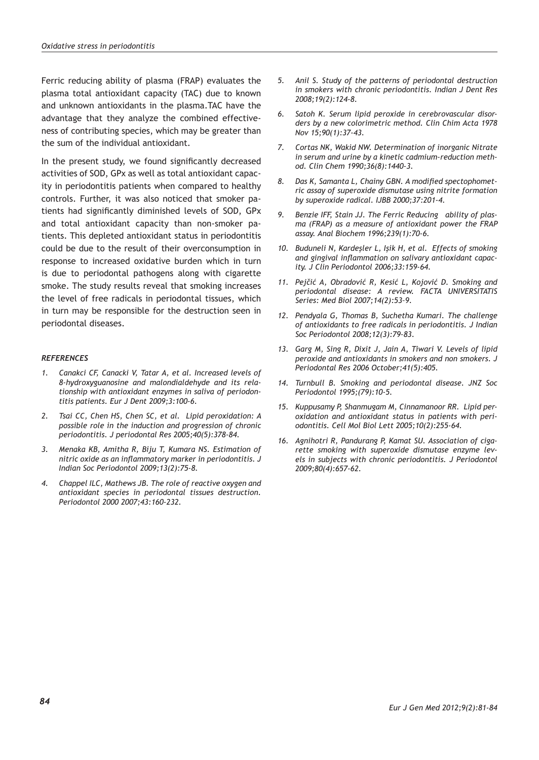Ferric reducing ability of plasma (FRAP) evaluates the plasma total antioxidant capacity (TAC) due to known and unknown antioxidants in the plasma.TAC have the advantage that they analyze the combined effectiveness of contributing species, which may be greater than the sum of the individual antioxidant.

In the present study, we found significantly decreased activities of SOD, GPx as well as total antioxidant capacity in periodontitis patients when compared to healthy controls. Further, it was also noticed that smoker patients had significantly diminished levels of SOD, GPx and total antioxidant capacity than non-smoker patients. This depleted antioxidant status in periodontitis could be due to the result of their overconsumption in response to increased oxidative burden which in turn is due to periodontal pathogens along with cigarette smoke. The study results reveal that smoking increases the level of free radicals in periodontal tissues, which in turn may be responsible for the destruction seen in periodontal diseases.

***REFERENCES***

1. *Canakci CF, Canacki V, Tatar A, et al. Increased levels of 8-hydroxyguanosine and malondialdehyde and its relationship with antioxidant enzymes in saliva of periodontitis patients. Eur J Dent 2009;3:100-6.*
2. *Tsai CC, Chen HS, Chen SC, et al. Lipid peroxidation: A possible role in the induction and progression of chronic periodontitis. J periodontal Res 2005;40(5):378-84.*
3. *Menaka KB, Amitha R, Biju T, Kumara NS. Estimation of nitric oxide as an inflammatory marker in periodontitis. J Indian Soc Periodontol 2009;13(2):75-8.*
4. *Chappel ILC, Mathews JB. The role of reactive oxygen and antioxidant species in periodontal tissues destruction. Periodontol 2000 2007;43:160-232.*
5. *Anil S. Study of the patterns of periodontal destruction in smokers with chronic periodontitis. Indian J Dent Res 2008;19(2):124-8.*
6. *Satoh K. Serum lipid peroxide in cerebrovascular disorders by a new colorimetric method. Clin Chim Acta 1978 Nov 15;90(1):37-43.*
7. *Cortas NK, Wakid NW. Determination of inorganic Nitrate in serum and urine by a kinetic cadmium-reduction method. Clin Chem 1990;36(8):1440-3.*
8. *Das K, Samanta L, Chainy GBN. A modified spectophometric assay of superoxide dismutase using nitrite formation by superoxide radical. IJBB 2000;37:201-4.*
9. *Benzie IFF, Stain JJ. The Ferric Reducing ability of plasma (FRAP) as a measure of antioxidant power the FRAP assay. Anal Biochem 1996;239(1):70-6.*
10. *Buduneli N, Kardeşler L, Işik H, et al. Effects of smoking and gingival inflammation on salivary antioxidant capacity. J Clin Periodontol 2006;33:159-64.*
11. *Pejčić A, Obradović R, Kesić L, Kojović D. Smoking and periodontal disease: A review. FACTA UNIVERSITATIS Series: Med Biol 2007;14(2):53-9.*
12. *Pendyala G, Thomas B, Suchetha Kumari. The challenge of antioxidants to free radicals in periodontitis. J Indian Soc Periodontol 2008;12(3):79-83.*
13. *Garg M, Sing R, Dixit J, Jain A, Tiwari V. Levels of lipid peroxide and antioxidants in smokers and non smokers. J Periodontal Res 2006 October;41(5):405.*
14. *Turnbull B. Smoking and periodontal disease. JNZ Soc Periodontol 1995;(79):10-5.*
15. *Kuppusamy P, Shanmugam M, Cinnamanoor RR. Lipid peroxidation and antioxidant status in patients with periodontitis. Cell Mol Biol Lett 2005;10(2):255-64.*
16. *Agnihotri R, Pandurang P, Kamat SU. Association of cigarette smoking with superoxide dismutase enzyme levels in subjects with chronic periodontitis. J Periodontol 2009;80(4):657-62.*